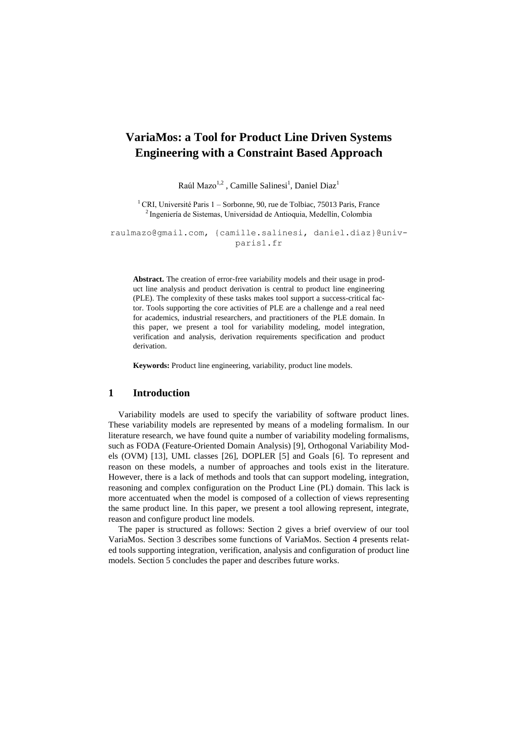# VariaMos: a Tool for Product Line Driven Systems Engineering with a Constraint Based Approach

Raúl Mazo[1,2] , Camille Salinesi[1], Daniel Diaz[1]

[1] CRI, Université Paris 1 – Sorbonne, 90, rue de Tolbiac, 75013 Paris, France
[2] Ingeniería de Sistemas, Universidad de Antioquia, Medellín, Colombia

raulmazo@gmail.com, {camille.salinesi, daniel.diaz}@univ-paris1.fr

**Abstract.** The creation of error-free variability models and their usage in product line analysis and product derivation is central to product line engineering (PLE). The complexity of these tasks makes tool support a success-critical factor. Tools supporting the core activities of PLE are a challenge and a real need for academics, industrial researchers, and practitioners of the PLE domain. In this paper, we present a tool for variability modeling, model integration, verification and analysis, derivation requirements specification and product derivation.

**Keywords:** Product line engineering, variability, product line models.

## 1 Introduction

Variability models are used to specify the variability of software product lines. These variability models are represented by means of a modeling formalism. In our literature research, we have found quite a number of variability modeling formalisms, such as FODA (Feature-Oriented Domain Analysis) [9], Orthogonal Variability Models (OVM) [13], UML classes [26], DOPLER [5] and Goals [6]. To represent and reason on these models, a number of approaches and tools exist in the literature. However, there is a lack of methods and tools that can support modeling, integration, reasoning and complex configuration on the Product Line (PL) domain. This lack is more accentuated when the model is composed of a collection of views representing the same product line. In this paper, we present a tool allowing represent, integrate, reason and configure product line models.

The paper is structured as follows: Section 2 gives a brief overview of our tool VariaMos. Section 3 describes some functions of VariaMos. Section 4 presents related tools supporting integration, verification, analysis and configuration of product line models. Section 5 concludes the paper and describes future works.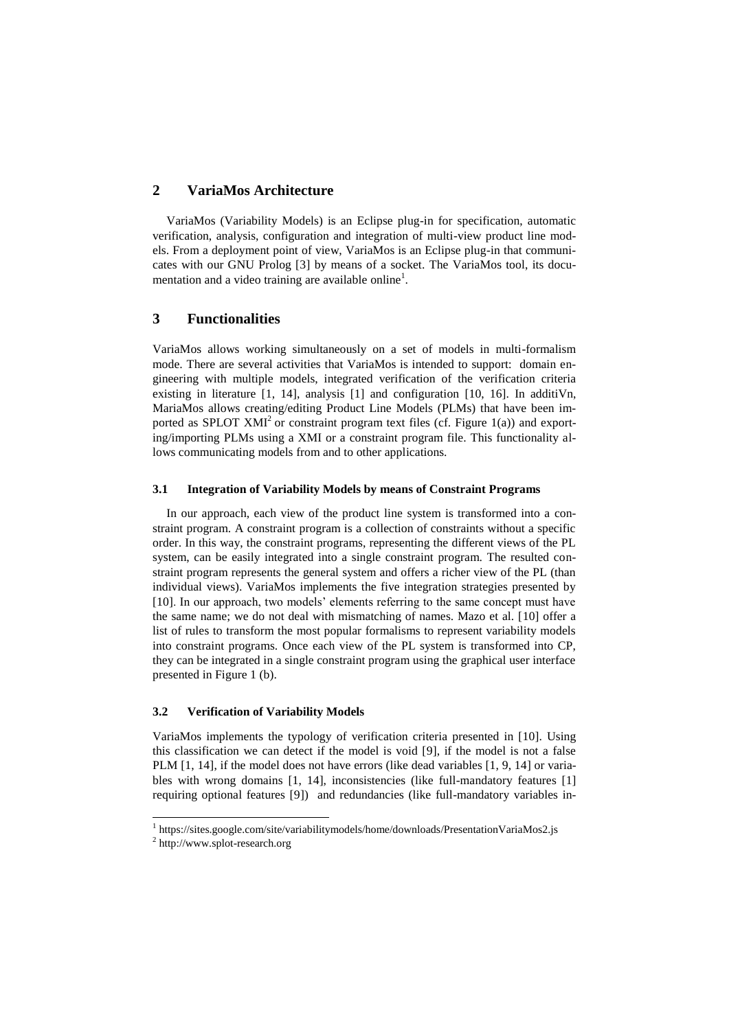## 2 VariaMos Architecture

VariaMos (Variability Models) is an Eclipse plug-in for specification, automatic verification, analysis, configuration and integration of multi-view product line models. From a deployment point of view, VariaMos is an Eclipse plug-in that communicates with our GNU Prolog [3] by means of a socket. The VariaMos tool, its documentation and a video training are available online[1].

## 3 Functionalities

VariaMos allows working simultaneously on a set of models in multi-formalism mode. There are several activities that VariaMos is intended to support: domain engineering with multiple models, integrated verification of the verification criteria existing in literature [1, 14], analysis [1] and configuration [10, 16]. In additiVn, MariaMos allows creating/editing Product Line Models (PLMs) that have been imported as SPLOT XMI[2] or constraint program text files (cf. Figure 1(a)) and exporting/importing PLMs using a XMI or a constraint program file. This functionality allows communicating models from and to other applications.

### 3.1 Integration of Variability Models by means of Constraint Programs

In our approach, each view of the product line system is transformed into a constraint program. A constraint program is a collection of constraints without a specific order. In this way, the constraint programs, representing the different views of the PL system, can be easily integrated into a single constraint program. The resulted constraint program represents the general system and offers a richer view of the PL (than individual views). VariaMos implements the five integration strategies presented by [10]. In our approach, two models' elements referring to the same concept must have the same name; we do not deal with mismatching of names. Mazo et al. [10] offer a list of rules to transform the most popular formalisms to represent variability models into constraint programs. Once each view of the PL system is transformed into CP, they can be integrated in a single constraint program using the graphical user interface presented in Figure 1 (b).

### 3.2 Verification of Variability Models

VariaMos implements the typology of verification criteria presented in [10]. Using this classification we can detect if the model is void [9], if the model is not a false PLM [1, 14], if the model does not have errors (like dead variables [1, 9, 14] or variables with wrong domains [1, 14], inconsistencies (like full-mandatory features [1] requiring optional features [9]) and redundancies (like full-mandatory variables in-

[1] https://sites.google.com/site/variabilitymodels/home/downloads/PresentationVariaMos2.js

[2] http://www.splot-research.org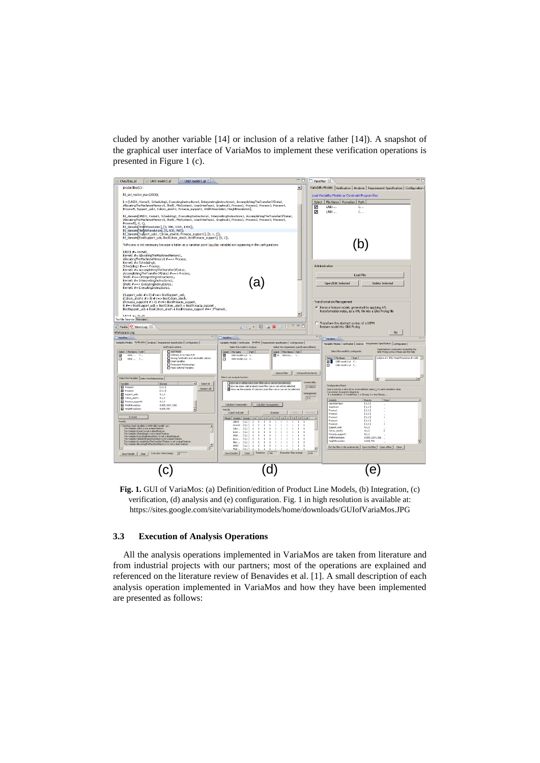cluded by another variable [14] or inclusion of a relative father [14]). A snapshot of the graphical user interface of VariaMos to implement these verification operations is presented in Figure 1 (c).

**Fig. 1.** GUI of VariaMos: (a) Definition/edition of Product Line Models, (b) Integration, (c) verification, (d) analysis and (e) configuration. Fig. 1 in high resolution is available at: https://sites.google.com/site/variabilitymodels/home/downloads/GUIofVariaMos.JPG

### 3.3 Execution of Analysis Operations

All the analysis operations implemented in VariaMos are taken from literature and from industrial projects with our partners; most of the operations are explained and referenced on the literature review of Benavides et al. [1]. A small description of each analysis operation implemented in VariaMos and how they have been implemented are presented as follows: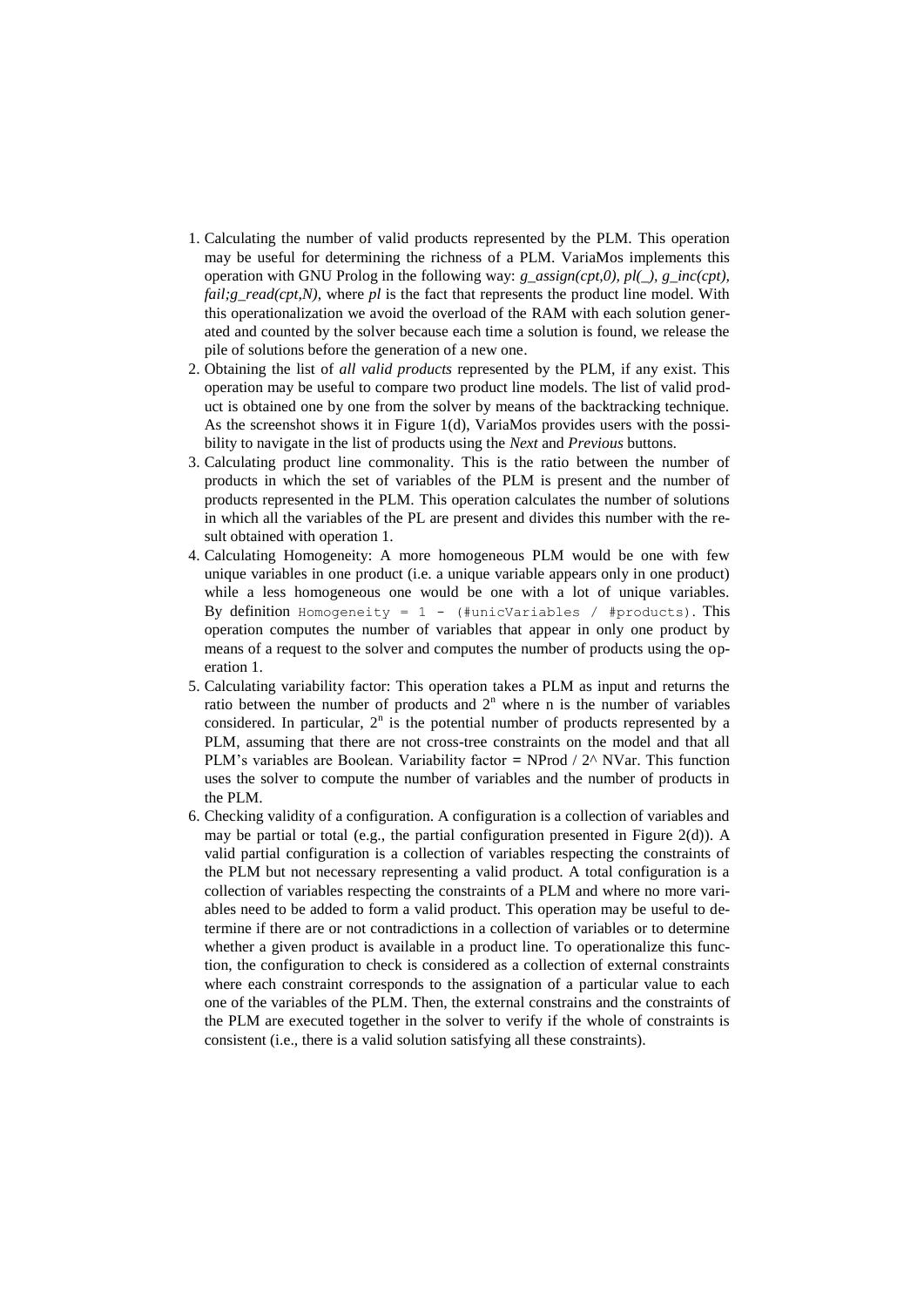1. Calculating the number of valid products represented by the PLM. This operation may be useful for determining the richness of a PLM. VariaMos implements this operation with GNU Prolog in the following way: *g_assign(cpt,0), pl(_), g_inc(cpt), fail;g_read(cpt,N)*, where *pl* is the fact that represents the product line model. With this operationalization we avoid the overload of the RAM with each solution generated and counted by the solver because each time a solution is found, we release the pile of solutions before the generation of a new one.
2. Obtaining the list of *all valid products* represented by the PLM, if any exist. This operation may be useful to compare two product line models. The list of valid product is obtained one by one from the solver by means of the backtracking technique. As the screenshot shows it in Figure 1(d), VariaMos provides users with the possibility to navigate in the list of products using the *Next* and *Previous* buttons.
3. Calculating product line commonality. This is the ratio between the number of products in which the set of variables of the PLM is present and the number of products represented in the PLM. This operation calculates the number of solutions in which all the variables of the PL are present and divides this number with the result obtained with operation 1.
4. Calculating Homogeneity: A more homogeneous PLM would be one with few unique variables in one product (i.e. a unique variable appears only in one product) while a less homogeneous one would be one with a lot of unique variables. By definition `Homogeneity = 1 - (#unicVariables / #products)`. This operation computes the number of variables that appear in only one product by means of a request to the solver and computes the number of products using the operation 1.
5. Calculating variability factor: This operation takes a PLM as input and returns the ratio between the number of products and $2^n$ where n is the number of variables considered. In particular, $2^n$ is the potential number of products represented by a PLM, assuming that there are not cross-tree constraints on the model and that all PLM's variables are Boolean. Variability factor = NProd / 2^ NVar. This function uses the solver to compute the number of variables and the number of products in the PLM.
6. Checking validity of a configuration. A configuration is a collection of variables and may be partial or total (e.g., the partial configuration presented in Figure 2(d)). A valid partial configuration is a collection of variables respecting the constraints of the PLM but not necessary representing a valid product. A total configuration is a collection of variables respecting the constraints of a PLM and where no more variables need to be added to form a valid product. This operation may be useful to determine if there are or not contradictions in a collection of variables or to determine whether a given product is available in a product line. To operationalize this function, the configuration to check is considered as a collection of external constraints where each constraint corresponds to the assignation of a particular value to each one of the variables of the PLM. Then, the external constrains and the constraints of the PLM are executed together in the solver to verify if the whole of constraints is consistent (i.e., there is a valid solution satisfying all these constraints).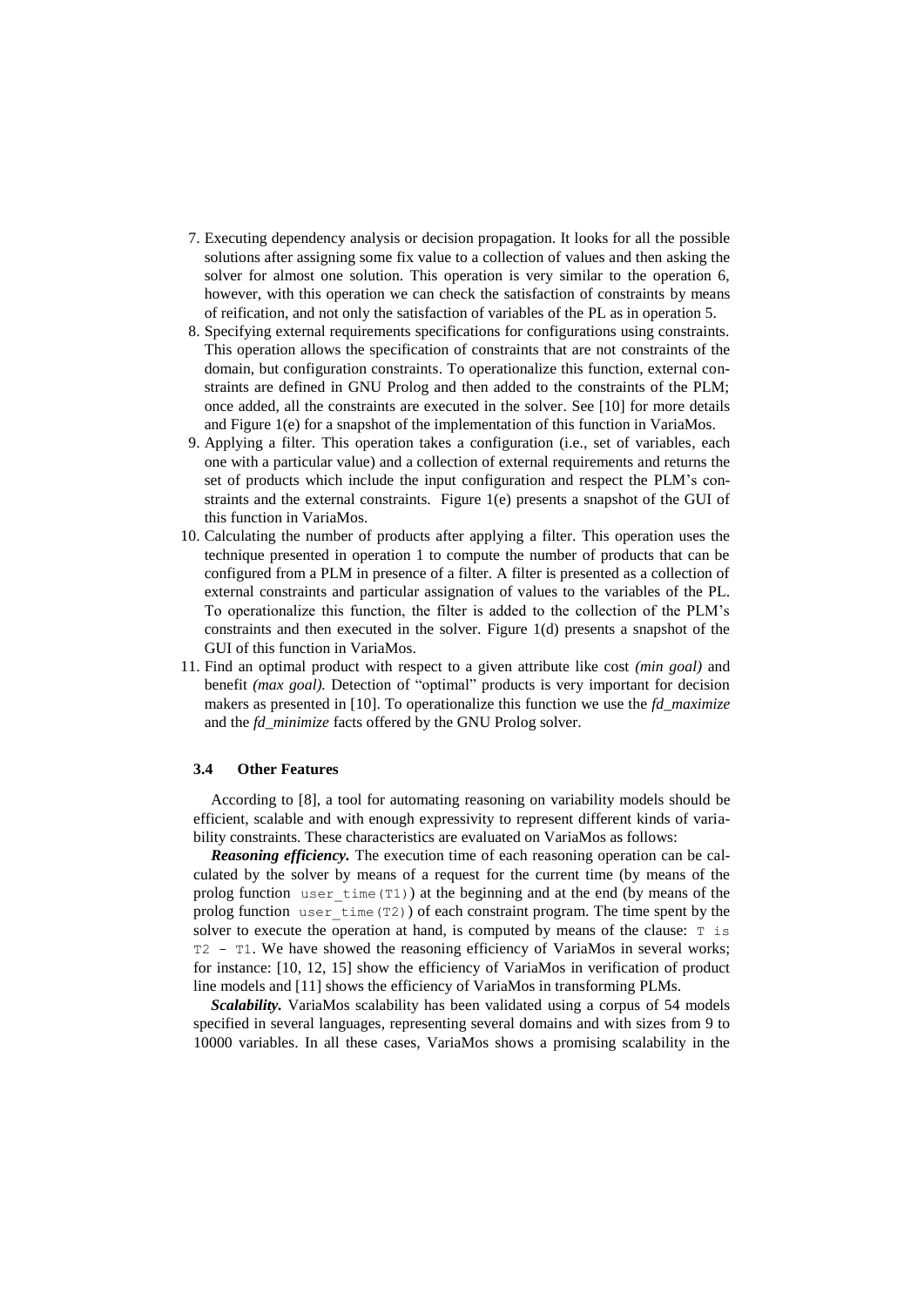7. Executing dependency analysis or decision propagation. It looks for all the possible solutions after assigning some fix value to a collection of values and then asking the solver for almost one solution. This operation is very similar to the operation 6, however, with this operation we can check the satisfaction of constraints by means of reification, and not only the satisfaction of variables of the PL as in operation 5.
8. Specifying external requirements specifications for configurations using constraints. This operation allows the specification of constraints that are not constraints of the domain, but configuration constraints. To operationalize this function, external constraints are defined in GNU Prolog and then added to the constraints of the PLM; once added, all the constraints are executed in the solver. See [10] for more details and Figure 1(e) for a snapshot of the implementation of this function in VariaMos.
9. Applying a filter. This operation takes a configuration (i.e., set of variables, each one with a particular value) and a collection of external requirements and returns the set of products which include the input configuration and respect the PLM's constraints and the external constraints. Figure 1(e) presents a snapshot of the GUI of this function in VariaMos.
10. Calculating the number of products after applying a filter. This operation uses the technique presented in operation 1 to compute the number of products that can be configured from a PLM in presence of a filter. A filter is presented as a collection of external constraints and particular assignation of values to the variables of the PL. To operationalize this function, the filter is added to the collection of the PLM's constraints and then executed in the solver. Figure 1(d) presents a snapshot of the GUI of this function in VariaMos.
11. Find an optimal product with respect to a given attribute like cost *(min goal)* and benefit *(max goal).* Detection of "optimal" products is very important for decision makers as presented in [10]. To operationalize this function we use the *fd_maximize* and the *fd_minimize* facts offered by the GNU Prolog solver.

### 3.4 Other Features

According to [8], a tool for automating reasoning on variability models should be efficient, scalable and with enough expressivity to represent different kinds of variability constraints. These characteristics are evaluated on VariaMos as follows:

***Reasoning efficiency.*** The execution time of each reasoning operation can be calculated by the solver by means of a request for the current time (by means of the prolog function `user_time(T1)`) at the beginning and at the end (by means of the prolog function `user_time(T2)`) of each constraint program. The time spent by the solver to execute the operation at hand, is computed by means of the clause: `T is T2 - T1`. We have showed the reasoning efficiency of VariaMos in several works; for instance: [10, 12, 15] show the efficiency of VariaMos in verification of product line models and [11] shows the efficiency of VariaMos in transforming PLMs.

***Scalability.*** VariaMos scalability has been validated using a corpus of 54 models specified in several languages, representing several domains and with sizes from 9 to 10000 variables. In all these cases, VariaMos shows a promising scalability in the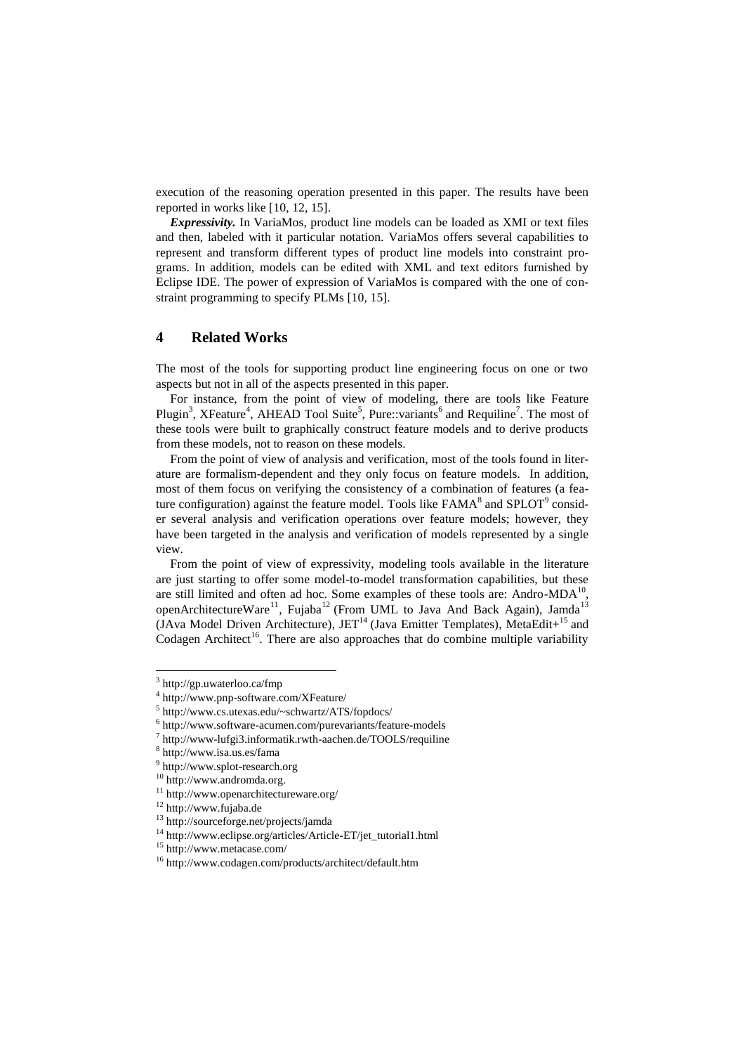execution of the reasoning operation presented in this paper. The results have been reported in works like [10, 12, 15].

***Expressivity.*** In VariaMos, product line models can be loaded as XMI or text files and then, labeled with it particular notation. VariaMos offers several capabilities to represent and transform different types of product line models into constraint programs. In addition, models can be edited with XML and text editors furnished by Eclipse IDE. The power of expression of VariaMos is compared with the one of constraint programming to specify PLMs [10, 15].

## 4 Related Works

The most of the tools for supporting product line engineering focus on one or two aspects but not in all of the aspects presented in this paper.

For instance, from the point of view of modeling, there are tools like Feature Plugin[3], XFeature[4], AHEAD Tool Suite[5], Pure::variants[6] and Requiline[7]. The most of these tools were built to graphically construct feature models and to derive products from these models, not to reason on these models.

From the point of view of analysis and verification, most of the tools found in literature are formalism-dependent and they only focus on feature models. In addition, most of them focus on verifying the consistency of a combination of features (a feature configuration) against the feature model. Tools like FAMA[8] and SPLOT[9] consider several analysis and verification operations over feature models; however, they have been targeted in the analysis and verification of models represented by a single view.

From the point of view of expressivity, modeling tools available in the literature are just starting to offer some model-to-model transformation capabilities, but these are still limited and often ad hoc. Some examples of these tools are: Andro-MDA[10], openArchitectureWare[11], Fujaba[12] (From UML to Java And Back Again), Jamda[13] (JAva Model Driven Architecture), JET[14] (Java Emitter Templates), MetaEdit+[15] and Codagen Architect[16]. There are also approaches that do combine multiple variability

---

[3] http://gp.uwaterloo.ca/fmp

[4] http://www.pnp-software.com/XFeature/

[5] http://www.cs.utexas.edu/~schwartz/ATS/fopdocs/

[6] http://www.software-acumen.com/purevariants/feature-models

[7] http://www-lufgi3.informatik.rwth-aachen.de/TOOLS/requiline

[8] http://www.isa.us.es/fama

[9] http://www.splot-research.org

[10] http://www.andromda.org.

[11] http://www.openarchitectureware.org/

[12] http://www.fujaba.de

[13] http://sourceforge.net/projects/jamda

[14] http://www.eclipse.org/articles/Article-ET/jet_tutorial1.html

[15] http://www.metacase.com/

[16] http://www.codagen.com/products/architect/default.htm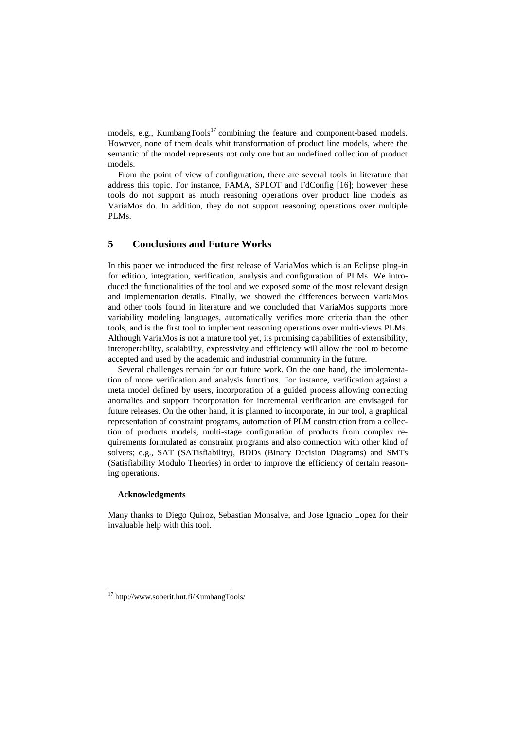models, e.g., KumbangTools[17] combining the feature and component-based models. However, none of them deals whit transformation of product line models, where the semantic of the model represents not only one but an undefined collection of product models.

From the point of view of configuration, there are several tools in literature that address this topic. For instance, FAMA, SPLOT and FdConfig [16]; however these tools do not support as much reasoning operations over product line models as VariaMos do. In addition, they do not support reasoning operations over multiple PLMs.

## 5 Conclusions and Future Works

In this paper we introduced the first release of VariaMos which is an Eclipse plug-in for edition, integration, verification, analysis and configuration of PLMs. We introduced the functionalities of the tool and we exposed some of the most relevant design and implementation details. Finally, we showed the differences between VariaMos and other tools found in literature and we concluded that VariaMos supports more variability modeling languages, automatically verifies more criteria than the other tools, and is the first tool to implement reasoning operations over multi-views PLMs. Although VariaMos is not a mature tool yet, its promising capabilities of extensibility, interoperability, scalability, expressivity and efficiency will allow the tool to become accepted and used by the academic and industrial community in the future.

Several challenges remain for our future work. On the one hand, the implementation of more verification and analysis functions. For instance, verification against a meta model defined by users, incorporation of a guided process allowing correcting anomalies and support incorporation for incremental verification are envisaged for future releases. On the other hand, it is planned to incorporate, in our tool, a graphical representation of constraint programs, automation of PLM construction from a collection of products models, multi-stage configuration of products from complex requirements formulated as constraint programs and also connection with other kind of solvers; e.g., SAT (SATisfiability), BDDs (Binary Decision Diagrams) and SMTs (Satisfiability Modulo Theories) in order to improve the efficiency of certain reasoning operations.

**Acknowledgments**

Many thanks to Diego Quiroz, Sebastian Monsalve, and Jose Ignacio Lopez for their invaluable help with this tool.

[17] http://www.soberit.hut.fi/KumbangTools/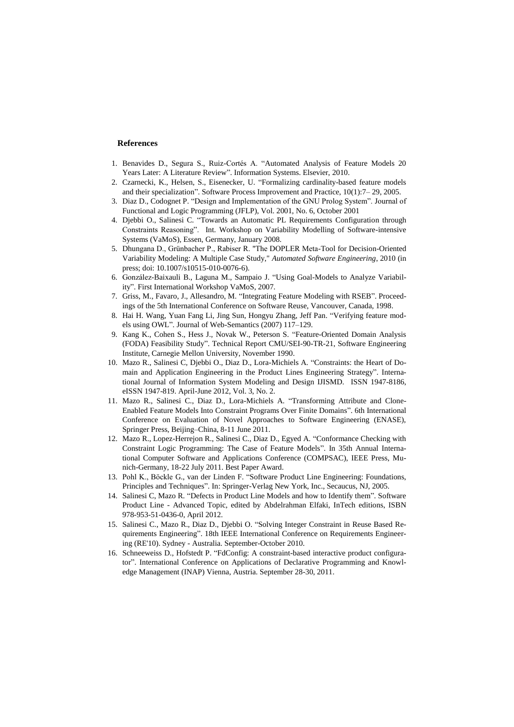## References

1. Benavides D., Segura S., Ruiz-Cortés A. "Automated Analysis of Feature Models 20 Years Later: A Literature Review". Information Systems. Elsevier, 2010.
2. Czarnecki, K., Helsen, S., Eisenecker, U. "Formalizing cardinality-based feature models and their specialization". Software Process Improvement and Practice, 10(1):7– 29, 2005.
3. Diaz D., Codognet P. "Design and Implementation of the GNU Prolog System". Journal of Functional and Logic Programming (JFLP), Vol. 2001, No. 6, October 2001
4. Djebbi O., Salinesi C. "Towards an Automatic PL Requirements Configuration through Constraints Reasoning". Int. Workshop on Variability Modelling of Software-intensive Systems (VaMoS), Essen, Germany, January 2008.
5. Dhungana D., Grünbacher P., Rabiser R. "The DOPLER Meta-Tool for Decision-Oriented Variability Modeling: A Multiple Case Study," *Automated Software Engineering*, 2010 (in press; doi: 10.1007/s10515-010-0076-6).
6. González-Baixauli B., Laguna M., Sampaio J. "Using Goal-Models to Analyze Variability". First International Workshop VaMoS, 2007.
7. Griss, M., Favaro, J., Allesandro, M. "Integrating Feature Modeling with RSEB". Proceedings of the 5th International Conference on Software Reuse, Vancouver, Canada, 1998.
8. Hai H. Wang, Yuan Fang Li, Jing Sun, Hongyu Zhang, Jeff Pan. "Verifying feature models using OWL". Journal of Web-Semantics (2007) 117–129.
9. Kang K., Cohen S., Hess J., Novak W., Peterson S. "Feature-Oriented Domain Analysis (FODA) Feasibility Study". Technical Report CMU/SEI-90-TR-21, Software Engineering Institute, Carnegie Mellon University, November 1990.
10. Mazo R., Salinesi C, Djebbi O., Diaz D., Lora-Michiels A. "Constraints: the Heart of Domain and Application Engineering in the Product Lines Engineering Strategy". International Journal of Information System Modeling and Design IJISMD. ISSN 1947-8186, eISSN 1947-819. April-June 2012, Vol. 3, No. 2.
11. Mazo R., Salinesi C., Diaz D., Lora-Michiels A. "Transforming Attribute and Clone-Enabled Feature Models Into Constraint Programs Over Finite Domains". 6th International Conference on Evaluation of Novel Approaches to Software Engineering (ENASE), Springer Press, Beijing–China, 8-11 June 2011.
12. Mazo R., Lopez-Herrejon R., Salinesi C., Diaz D., Egyed A. "Conformance Checking with Constraint Logic Programming: The Case of Feature Models". In 35th Annual International Computer Software and Applications Conference (COMPSAC), IEEE Press, Munich-Germany, 18-22 July 2011. Best Paper Award.
13. Pohl K., Böckle G., van der Linden F. "Software Product Line Engineering: Foundations, Principles and Techniques". In: Springer-Verlag New York, Inc., Secaucus, NJ, 2005.
14. Salinesi C, Mazo R. "Defects in Product Line Models and how to Identify them". Software Product Line - Advanced Topic, edited by Abdelrahman Elfaki, InTech editions, ISBN 978-953-51-0436-0, April 2012.
15. Salinesi C., Mazo R., Diaz D., Djebbi O. "Solving Integer Constraint in Reuse Based Requirements Engineering". 18th IEEE International Conference on Requirements Engineering (RE'10). Sydney - Australia. September-October 2010.
16. Schneeweiss D., Hofstedt P. "FdConfig: A constraint-based interactive product configurator". International Conference on Applications of Declarative Programming and Knowledge Management (INAP) Vienna, Austria. September 28-30, 2011.